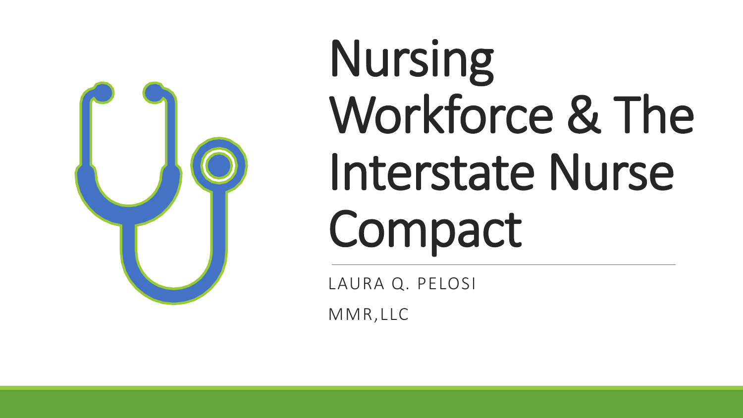# Nursing Workforce & The Interstate Nurse Compact

LAURA Q. PELOSI

MMR, LLC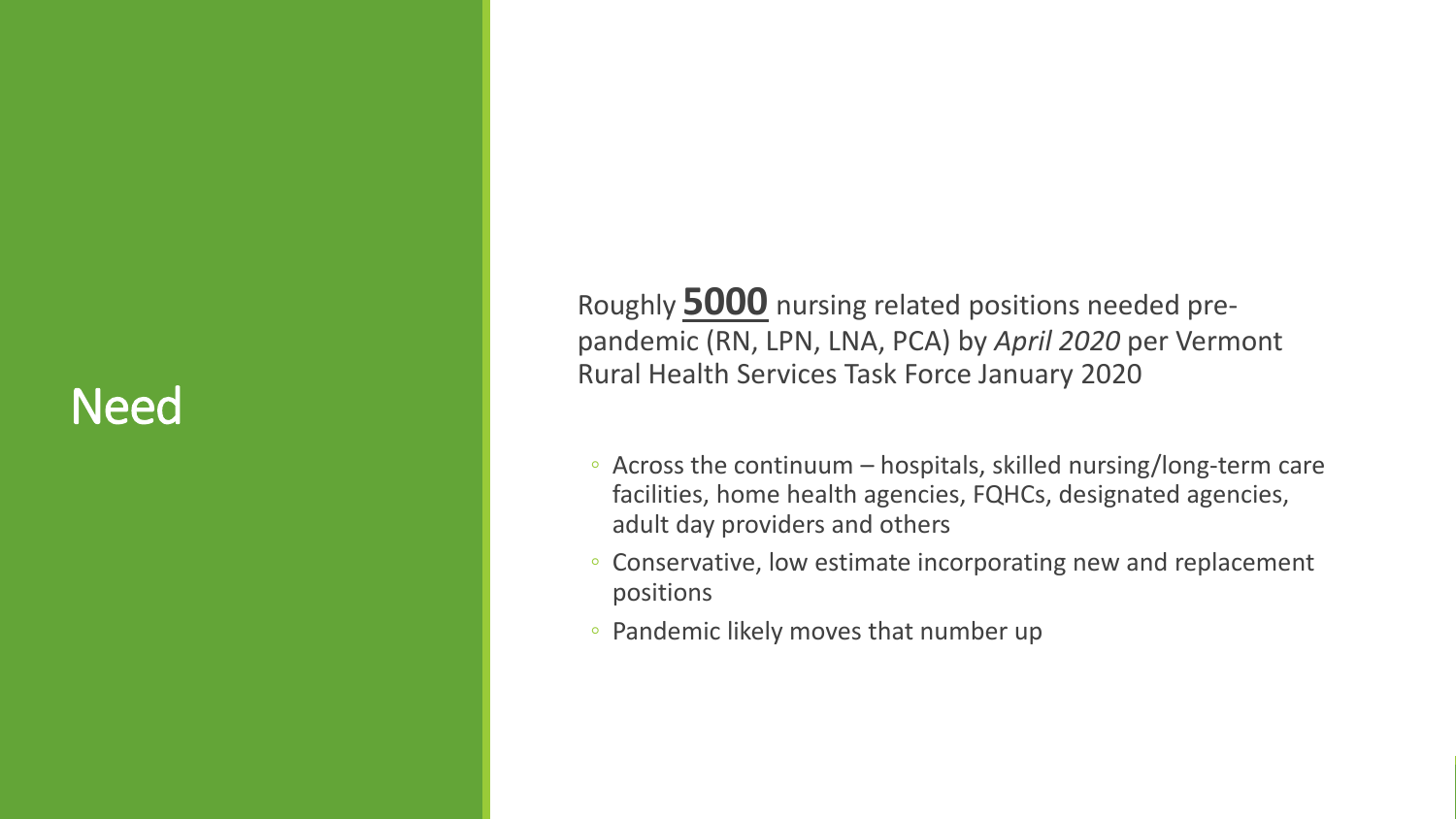# Need

Roughly **5000** nursing related positions needed pre-pandemic (RN, LPN, LNA, PCA) by *April 2020* per Vermont Rural Health Services Task Force January 2020

- Across the continuum – hospitals, skilled nursing/long-term care facilities, home health agencies, FQHCs, designated agencies, adult day providers and others
- Conservative, low estimate incorporating new and replacement positions
- Pandemic likely moves that number up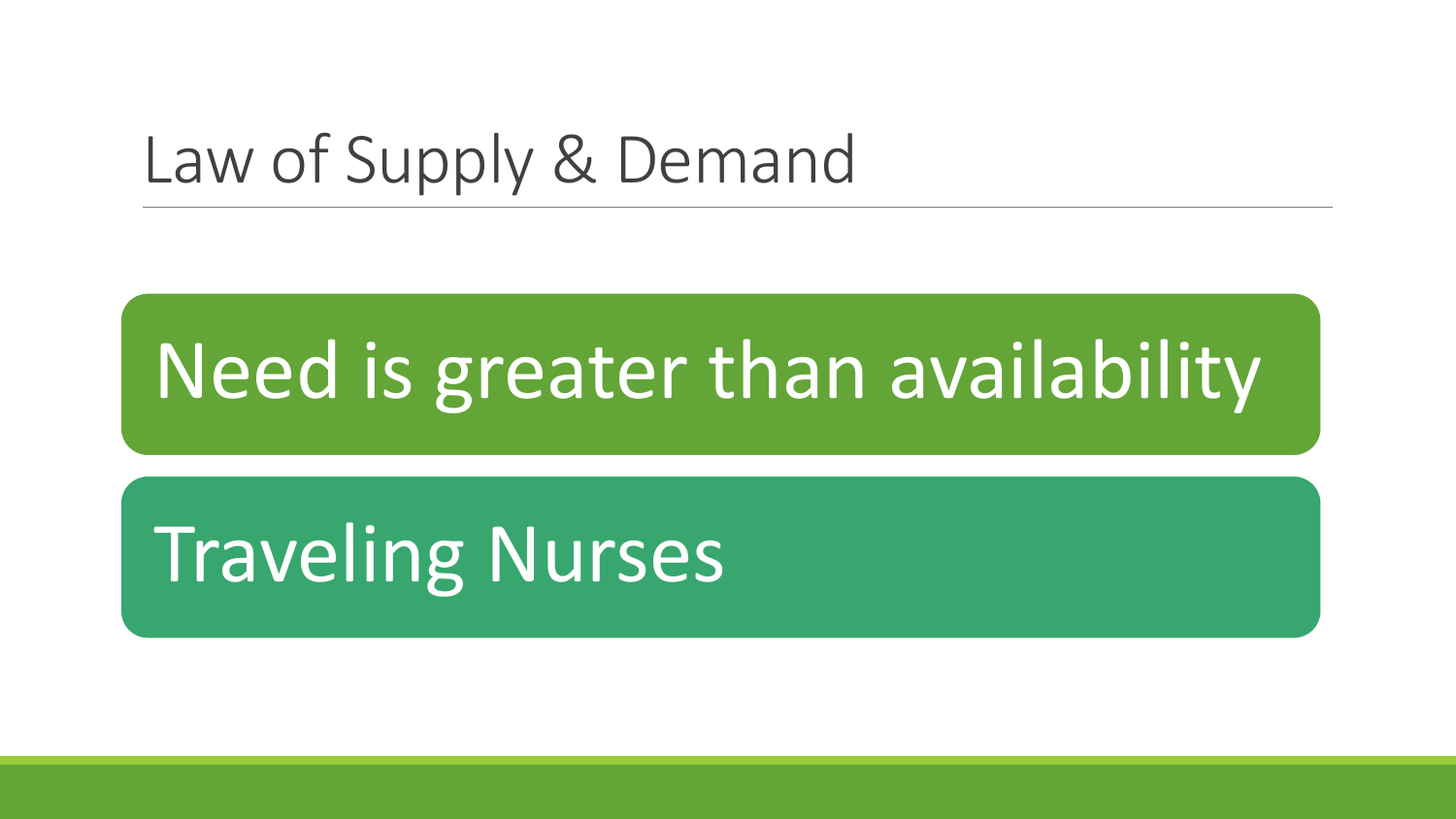# Law of Supply & Demand

- Need is greater than availability
- Traveling Nurses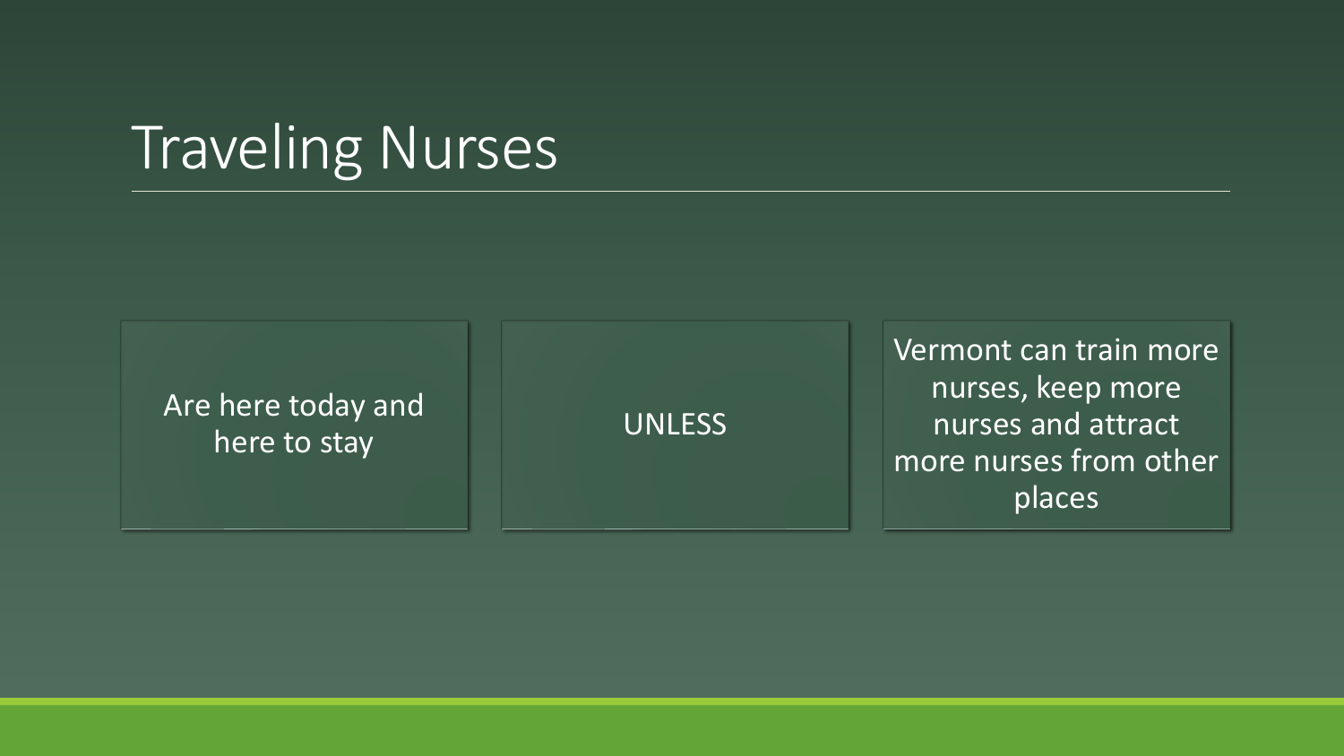# Traveling Nurses

Are here today and here to stay

UNLESS

Vermont can train more nurses, keep more nurses and attract more nurses from other places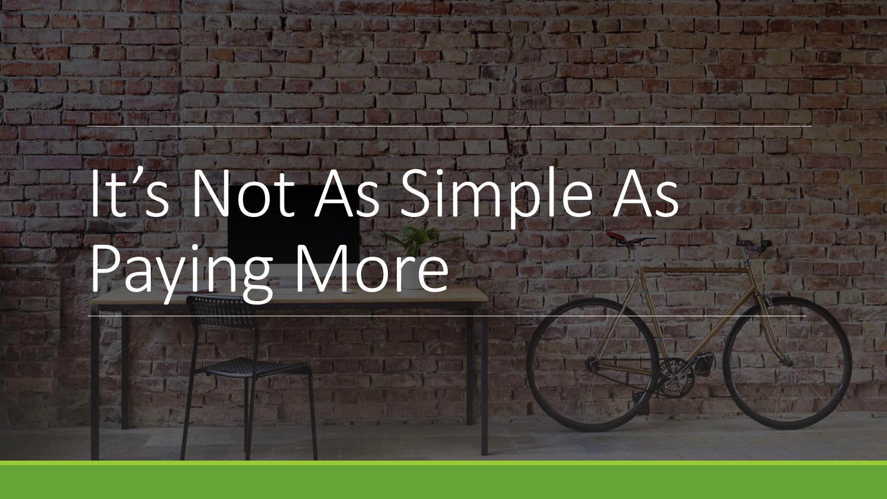# It's Not As Simple As Paying More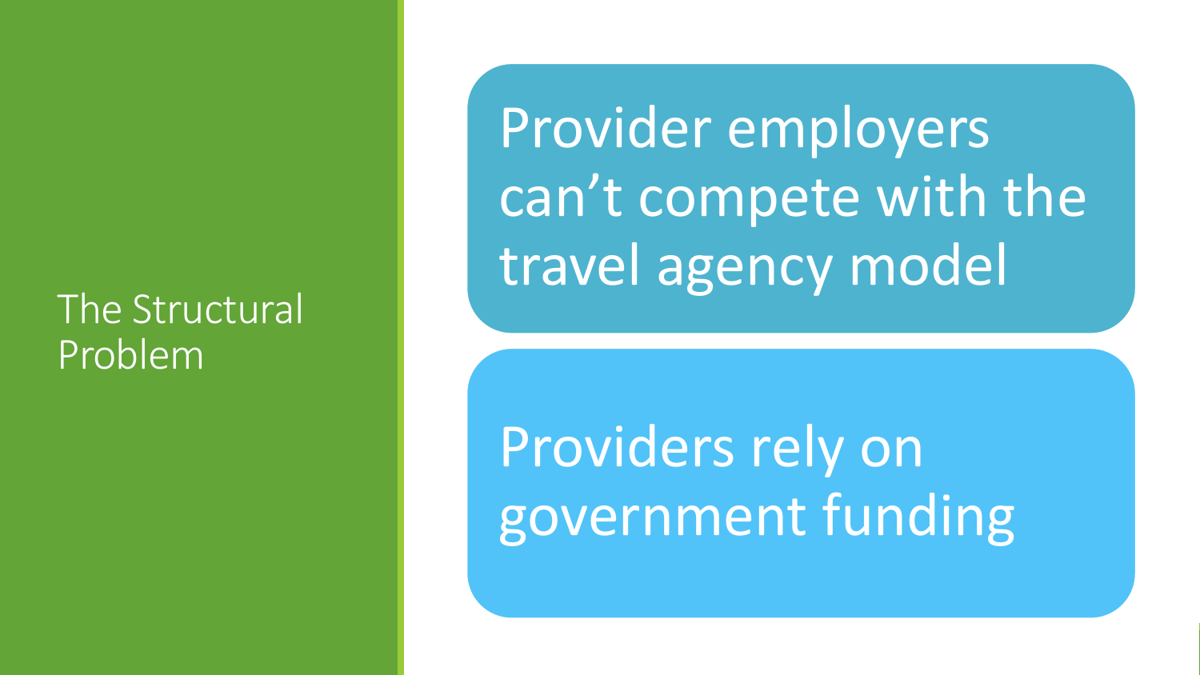# The Structural Problem

- Provider employers can't compete with the travel agency model
- Providers rely on government funding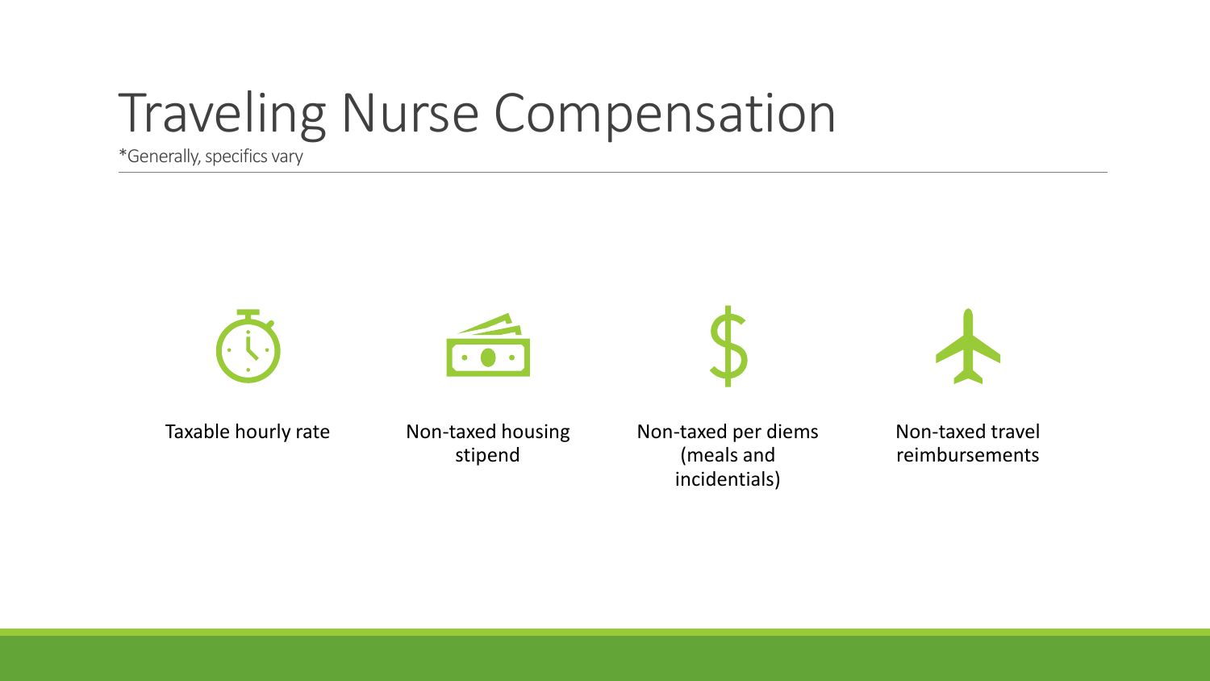# Traveling Nurse Compensation

*Generally, specifics vary

- Taxable hourly rate
- Non-taxed housing stipend
- Non-taxed per diems (meals and incidentials)
- Non-taxed travel reimbursements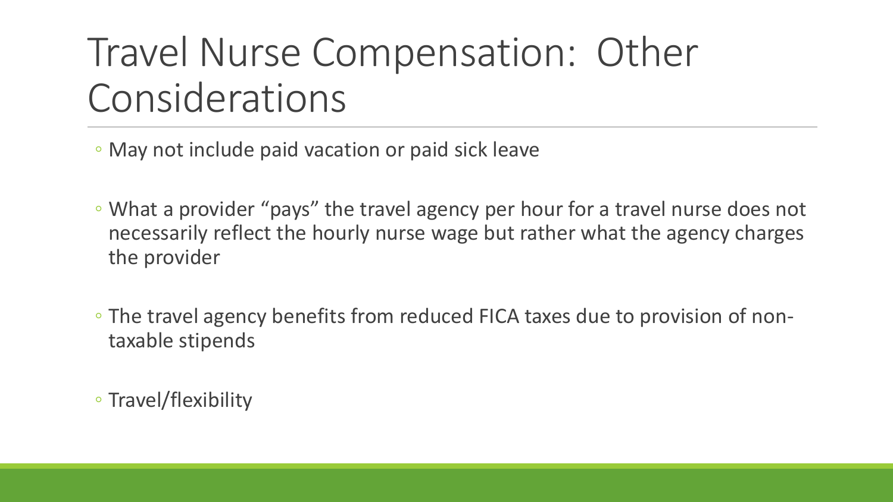# Travel Nurse Compensation: Other Considerations

- May not include paid vacation or paid sick leave
- What a provider “pays” the travel agency per hour for a travel nurse does not necessarily reflect the hourly nurse wage but rather what the agency charges the provider
- The travel agency benefits from reduced FICA taxes due to provision of non-taxable stipends
- Travel/flexibility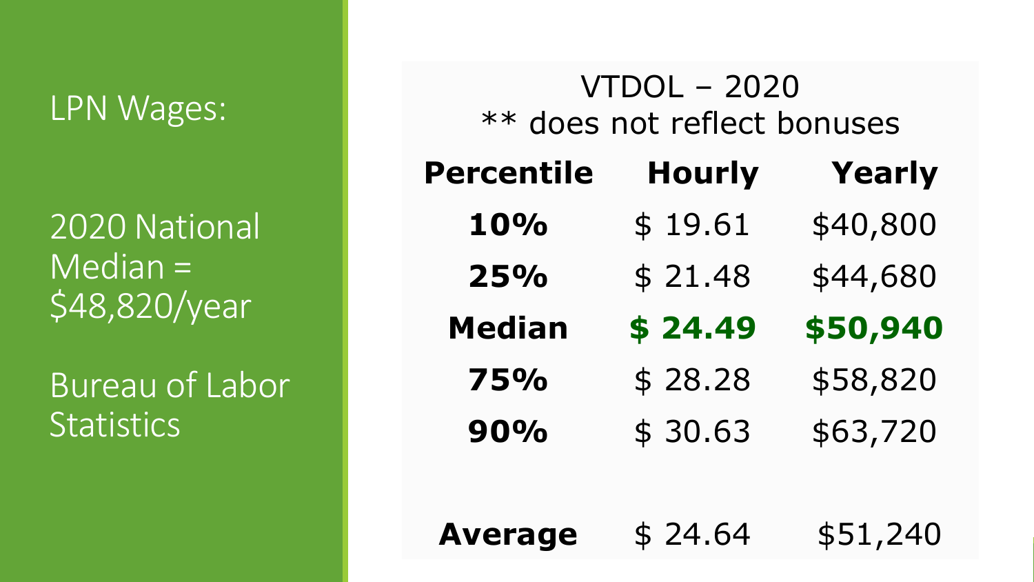# LPN Wages:

2020 National Median = $48,820/year

Bureau of Labor Statistics

VTDOL – 2020
** does not reflect bonuses

| Percentile | Hourly | Yearly |
|---|---|---|
| **10%** | $ 19.61 | $40,800 |
| **25%** | $ 21.48 | $44,680 |
| **Median** | **$ 24.49** | **$50,940** |
| **75%** | $ 28.28 | $58,820 |
| **90%** | $ 30.63 | $63,720 |
| **Average** | $ 24.64 | $51,240 |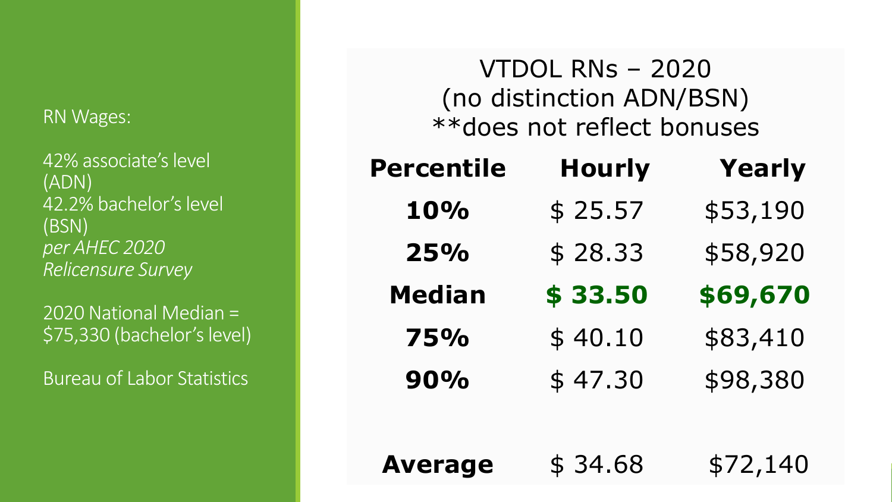RN Wages:

42% associate's level (ADN)
42.2% bachelor's level (BSN)
*per AHEC 2020 Relicensure Survey*

2020 National Median = $75,330 (bachelor's level)

Bureau of Labor Statistics

VTDOL RNs – 2020
(no distinction ADN/BSN)
**does not reflect bonuses

| Percentile | Hourly | Yearly |
|---|---|---|
| **10%** | $ 25.57 | $53,190 |
| **25%** | $ 28.33 | $58,920 |
| **Median** | **$ 33.50** | **$69,670** |
| **75%** | $ 40.10 | $83,410 |
| **90%** | $ 47.30 | $98,380 |
| **Average** | $ 34.68 | $72,140 |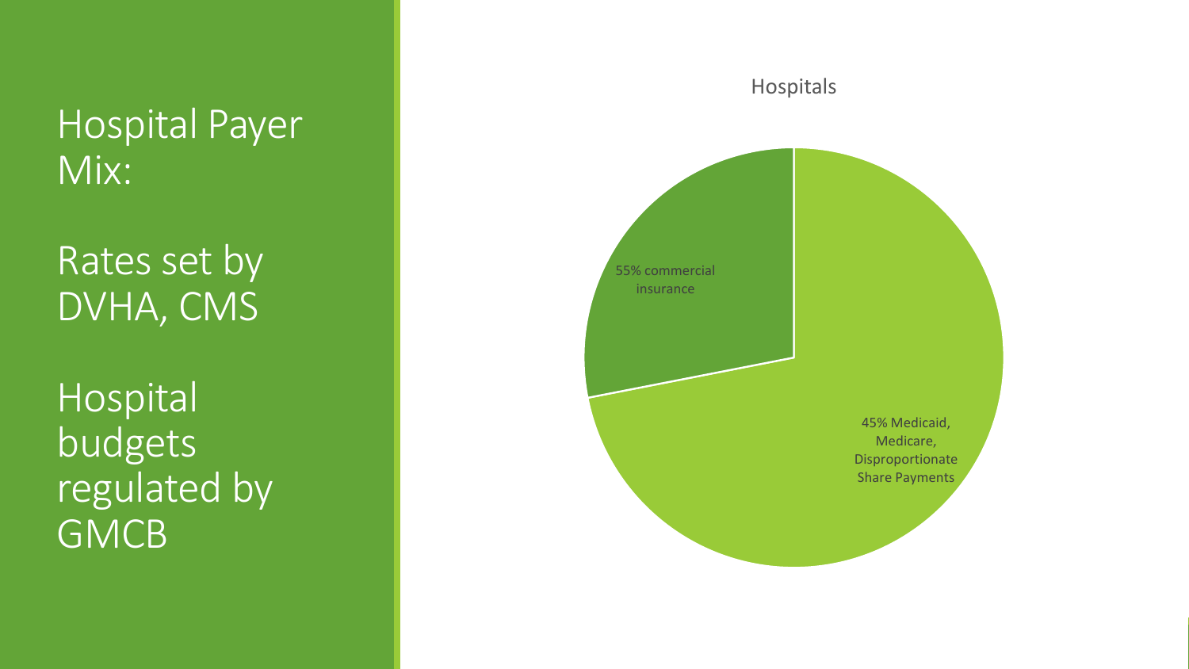# Hospital Payer Mix:

## Rates set by DVHA, CMS

## Hospital budgets regulated by GMCB

Hospitals

55% commercial insurance

45% Medicaid, Medicare, Disproportionate Share Payments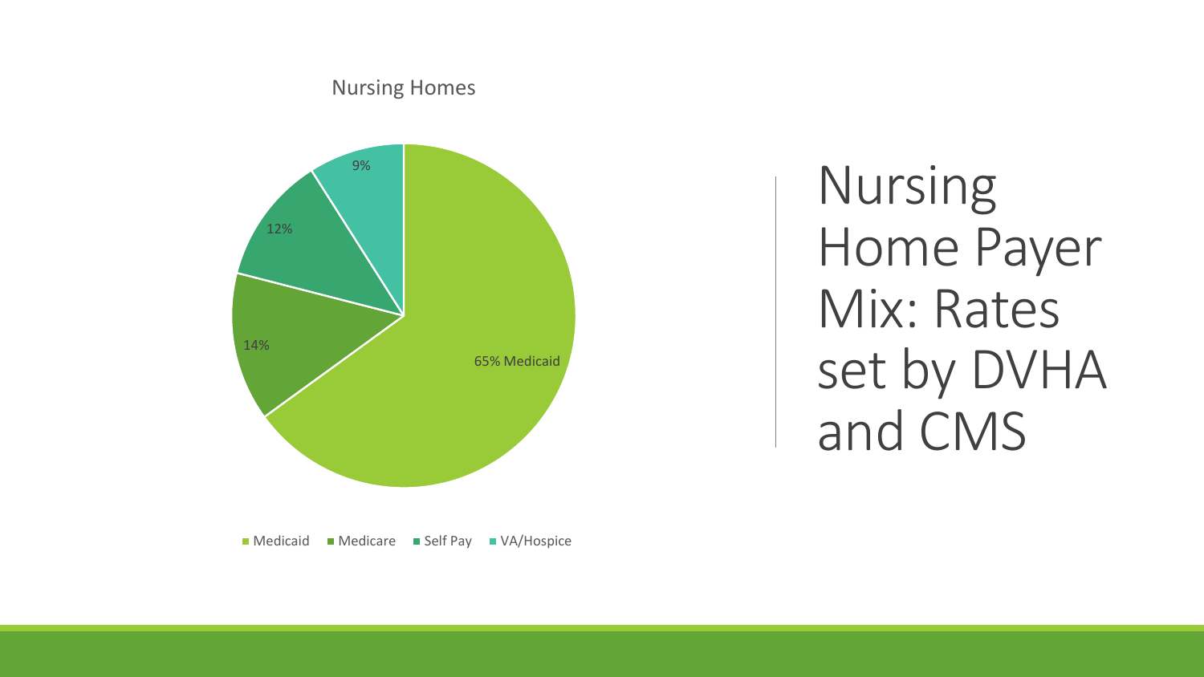# Nursing Home Payer Mix: Rates set by DVHA and CMS

Nursing Homes

| Payer | Share |
| --- | --- |
| Medicaid | 65% |
| Medicare | 14% |
| Self Pay | 12% |
| VA/Hospice | 9% |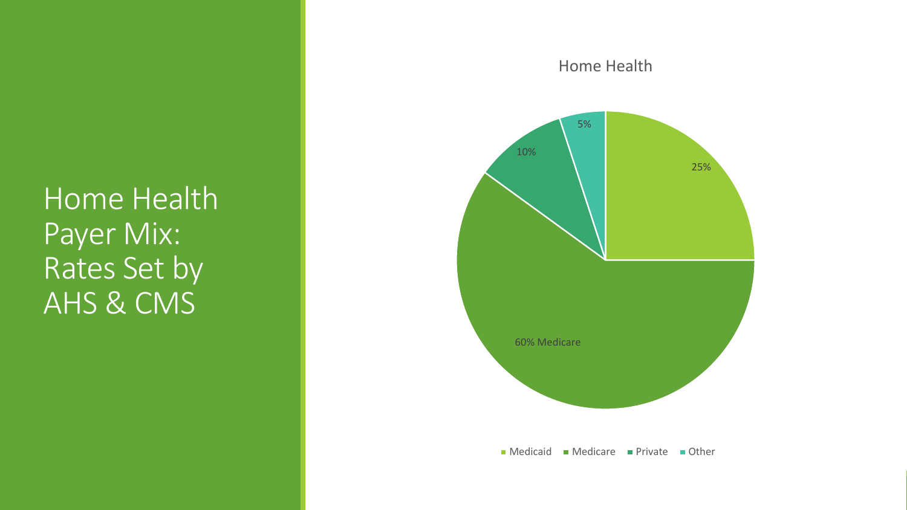# Home Health Payer Mix: Rates Set by AHS & CMS

Home Health

| Payer | Share |
| --- | --- |
| Medicaid | 25% |
| Medicare | 60% |
| Private | 10% |
| Other | 5% |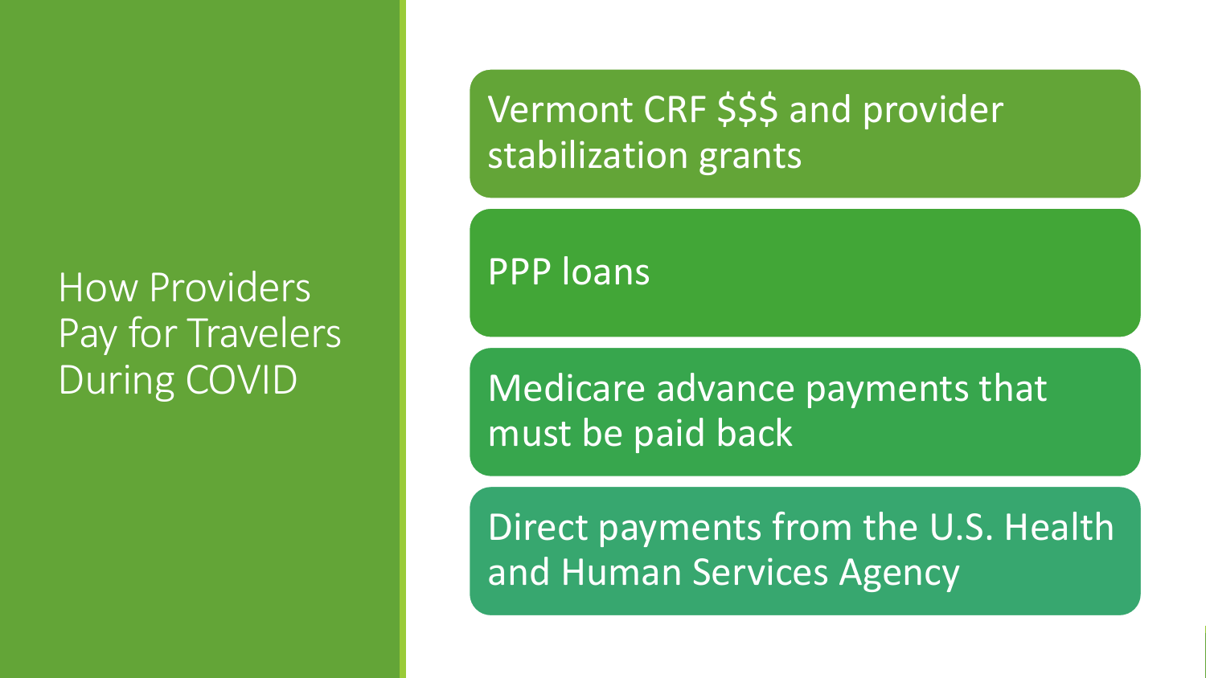# How Providers Pay for Travelers During COVID

- Vermont CRF $$$ and provider stabilization grants
- PPP loans
- Medicare advance payments that must be paid back
- Direct payments from the U.S. Health and Human Services Agency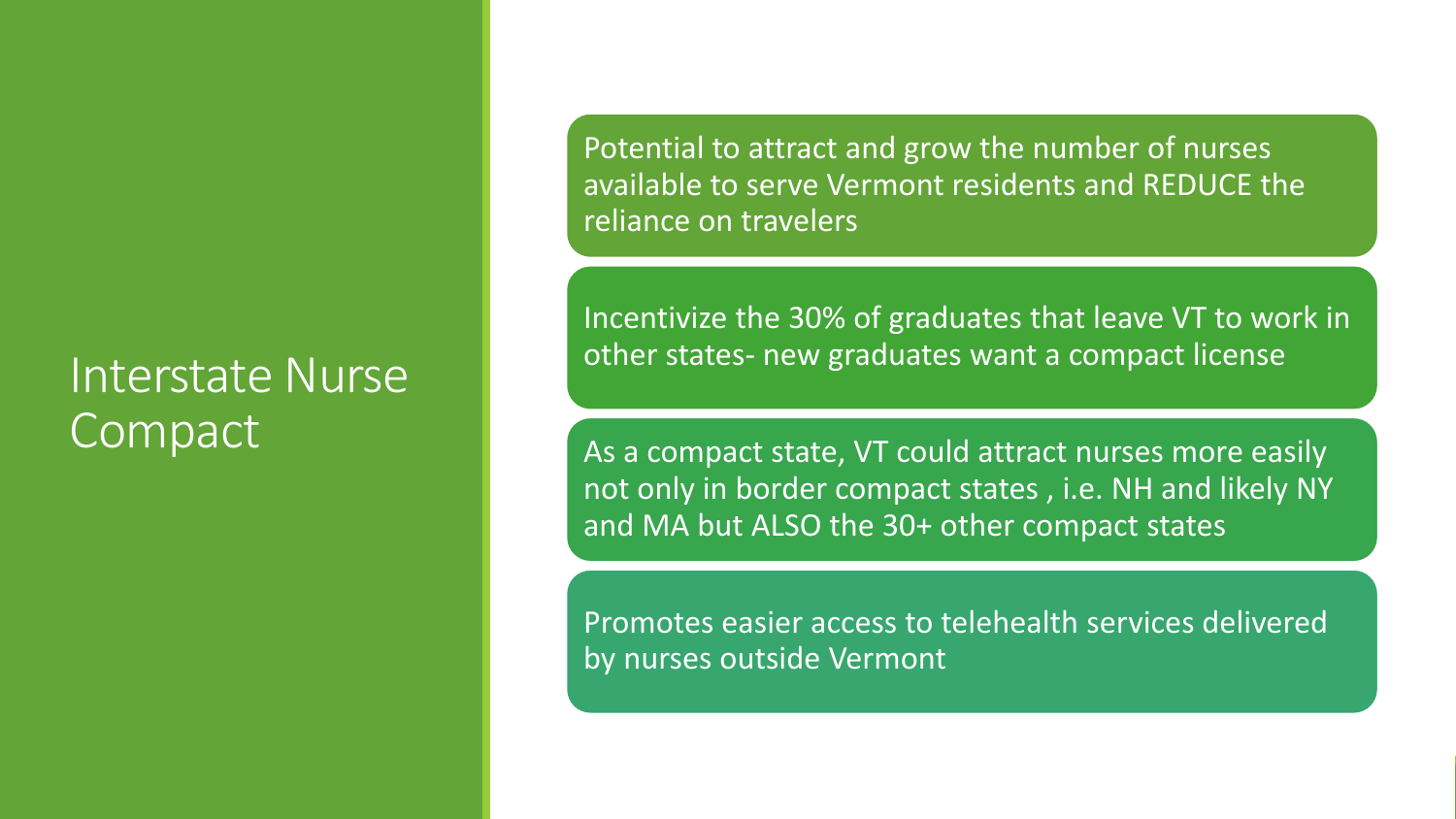# Interstate Nurse Compact

- Potential to attract and grow the number of nurses available to serve Vermont residents and REDUCE the reliance on travelers
- Incentivize the 30% of graduates that leave VT to work in other states- new graduates want a compact license
- As a compact state, VT could attract nurses more easily not only in border compact states , i.e. NH and likely NY and MA but ALSO the 30+ other compact states
- Promotes easier access to telehealth services delivered by nurses outside Vermont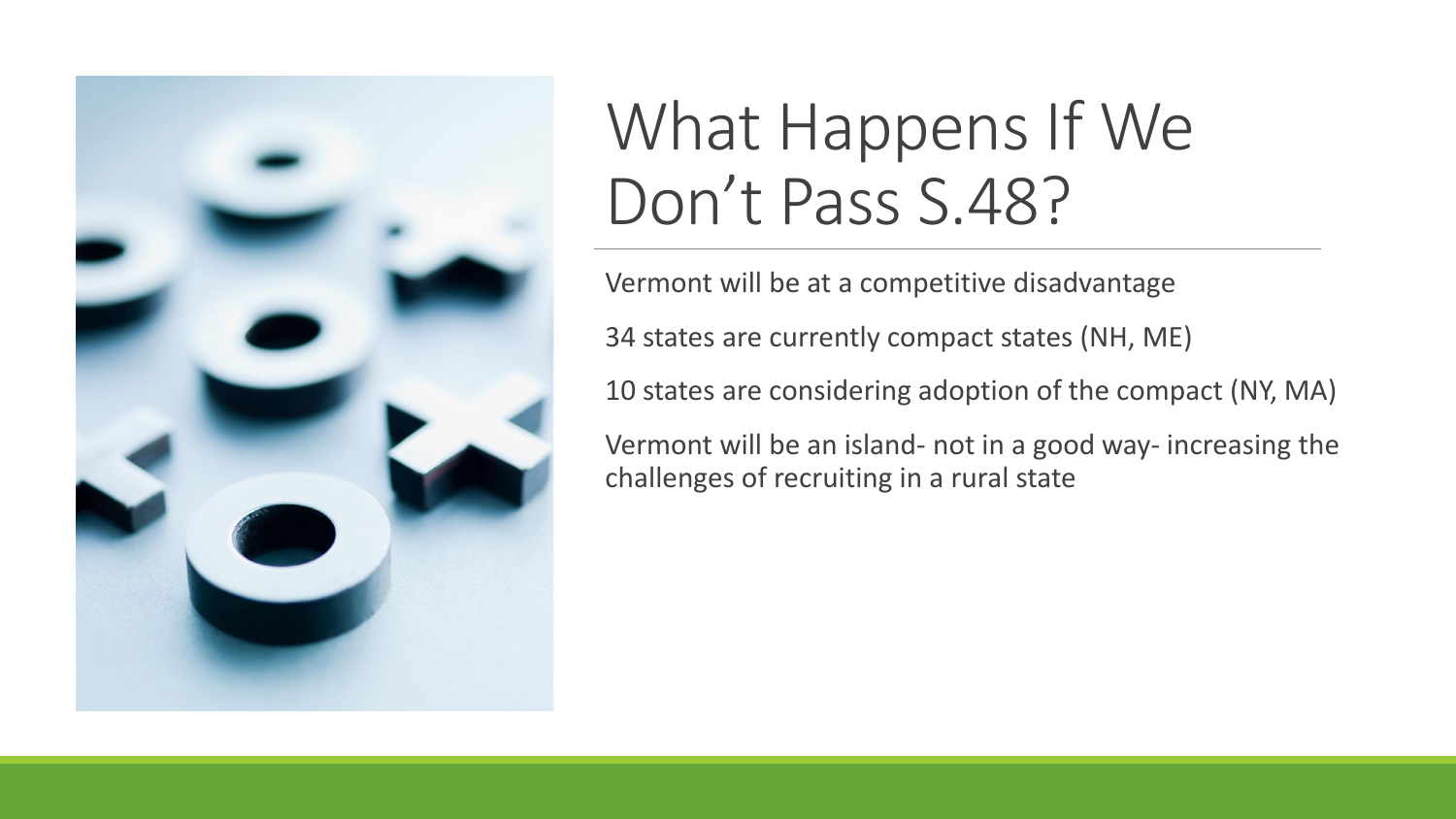# What Happens If We Don't Pass S.48?

Vermont will be at a competitive disadvantage

34 states are currently compact states (NH, ME)

10 states are considering adoption of the compact (NY, MA)

Vermont will be an island- not in a good way- increasing the challenges of recruiting in a rural state